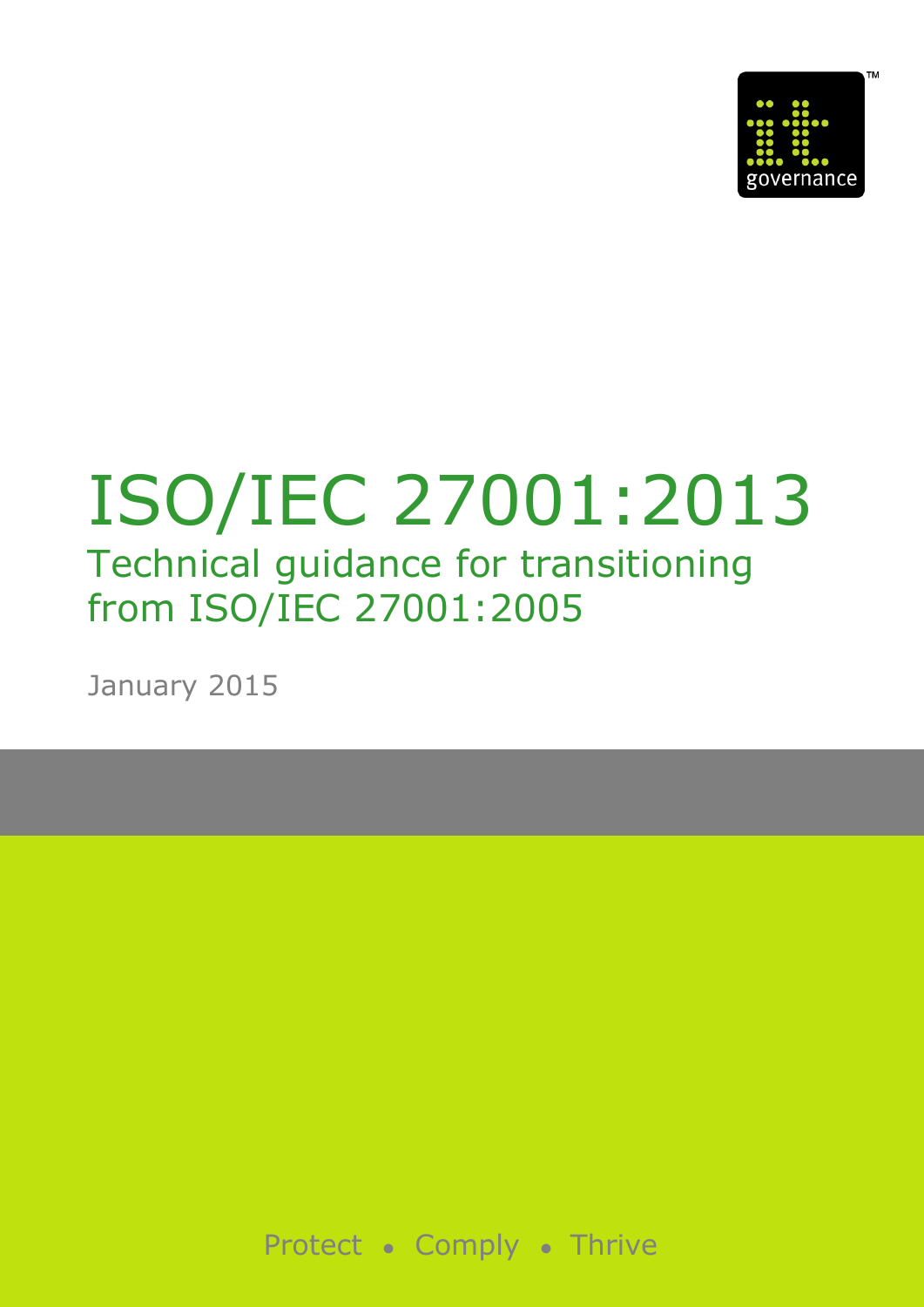it governance

# ISO/IEC 27001:2013

## Technical guidance for transitioning from ISO/IEC 27001:2005

January 2015

Protect • Comply • Thrive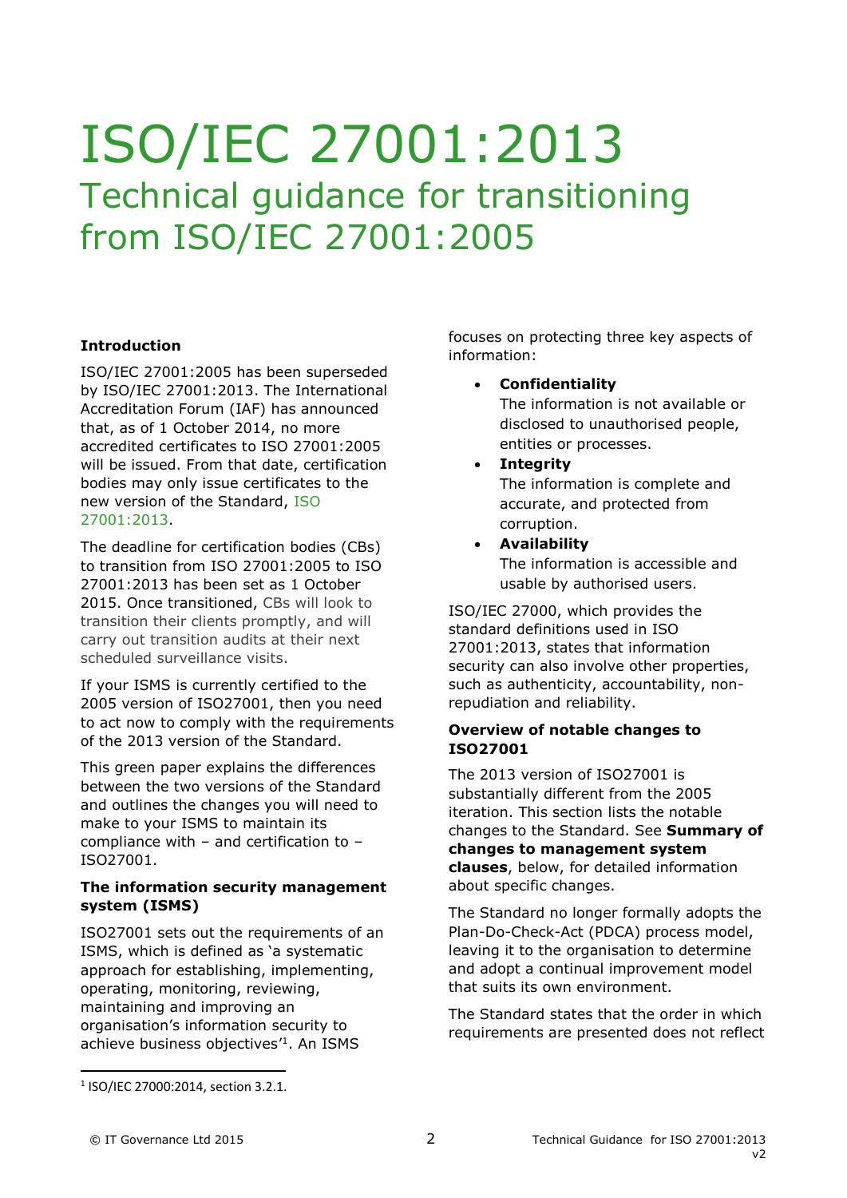# ISO/IEC 27001:2013

## Technical guidance for transitioning from ISO/IEC 27001:2005

**Introduction**

ISO/IEC 27001:2005 has been superseded by ISO/IEC 27001:2013. The International Accreditation Forum (IAF) has announced that, as of 1 October 2014, no more accredited certificates to ISO 27001:2005 will be issued. From that date, certification bodies may only issue certificates to the new version of the Standard, ISO 27001:2013.

The deadline for certification bodies (CBs) to transition from ISO 27001:2005 to ISO 27001:2013 has been set as 1 October 2015. Once transitioned, CBs will look to transition their clients promptly, and will carry out transition audits at their next scheduled surveillance visits.

If your ISMS is currently certified to the 2005 version of ISO27001, then you need to act now to comply with the requirements of the 2013 version of the Standard.

This green paper explains the differences between the two versions of the Standard and outlines the changes you will need to make to your ISMS to maintain its compliance with – and certification to – ISO27001.

**The information security management system (ISMS)**

ISO27001 sets out the requirements of an ISMS, which is defined as 'a systematic approach for establishing, implementing, operating, monitoring, reviewing, maintaining and improving an organisation's information security to achieve business objectives'[1]. An ISMS focuses on protecting three key aspects of information:

- **Confidentiality**
  The information is not available or disclosed to unauthorised people, entities or processes.
- **Integrity**
  The information is complete and accurate, and protected from corruption.
- **Availability**
  The information is accessible and usable by authorised users.

ISO/IEC 27000, which provides the standard definitions used in ISO 27001:2013, states that information security can also involve other properties, such as authenticity, accountability, non-repudiation and reliability.

**Overview of notable changes to ISO27001**

The 2013 version of ISO27001 is substantially different from the 2005 iteration. This section lists the notable changes to the Standard. See **Summary of changes to management system clauses**, below, for detailed information about specific changes.

The Standard no longer formally adopts the Plan-Do-Check-Act (PDCA) process model, leaving it to the organisation to determine and adopt a continual improvement model that suits its own environment.

The Standard states that the order in which requirements are presented does not reflect

[1] ISO/IEC 27000:2014, section 3.2.1.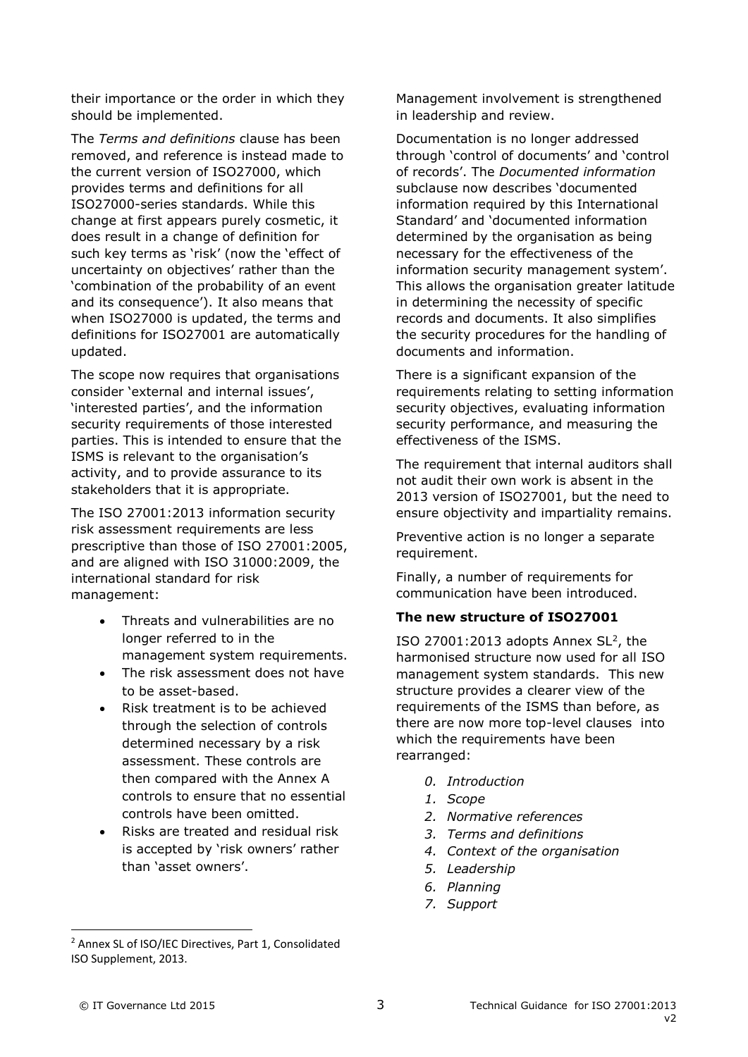their importance or the order in which they should be implemented.

The *Terms and definitions* clause has been removed, and reference is instead made to the current version of ISO27000, which provides terms and definitions for all ISO27000-series standards. While this change at first appears purely cosmetic, it does result in a change of definition for such key terms as 'risk' (now the 'effect of uncertainty on objectives' rather than the 'combination of the probability of an event and its consequence'). It also means that when ISO27000 is updated, the terms and definitions for ISO27001 are automatically updated.

The scope now requires that organisations consider 'external and internal issues', 'interested parties', and the information security requirements of those interested parties. This is intended to ensure that the ISMS is relevant to the organisation's activity, and to provide assurance to its stakeholders that it is appropriate.

The ISO 27001:2013 information security risk assessment requirements are less prescriptive than those of ISO 27001:2005, and are aligned with ISO 31000:2009, the international standard for risk management:

- Threats and vulnerabilities are no longer referred to in the management system requirements.
- The risk assessment does not have to be asset-based.
- Risk treatment is to be achieved through the selection of controls determined necessary by a risk assessment. These controls are then compared with the Annex A controls to ensure that no essential controls have been omitted.
- Risks are treated and residual risk is accepted by 'risk owners' rather than 'asset owners'.

Management involvement is strengthened in leadership and review.

Documentation is no longer addressed through 'control of documents' and 'control of records'. The *Documented information* subclause now describes 'documented information required by this International Standard' and 'documented information determined by the organisation as being necessary for the effectiveness of the information security management system'. This allows the organisation greater latitude in determining the necessity of specific records and documents. It also simplifies the security procedures for the handling of documents and information.

There is a significant expansion of the requirements relating to setting information security objectives, evaluating information security performance, and measuring the effectiveness of the ISMS.

The requirement that internal auditors shall not audit their own work is absent in the 2013 version of ISO27001, but the need to ensure objectivity and impartiality remains.

Preventive action is no longer a separate requirement.

Finally, a number of requirements for communication have been introduced.

**The new structure of ISO27001**

ISO 27001:2013 adopts Annex SL[2], the harmonised structure now used for all ISO management system standards. This new structure provides a clearer view of the requirements of the ISMS than before, as there are now more top-level clauses into which the requirements have been rearranged:

0. *Introduction*
1. *Scope*
2. *Normative references*
3. *Terms and definitions*
4. *Context of the organisation*
5. *Leadership*
6. *Planning*
7. *Support*

[2] Annex SL of ISO/IEC Directives, Part 1, Consolidated ISO Supplement, 2013.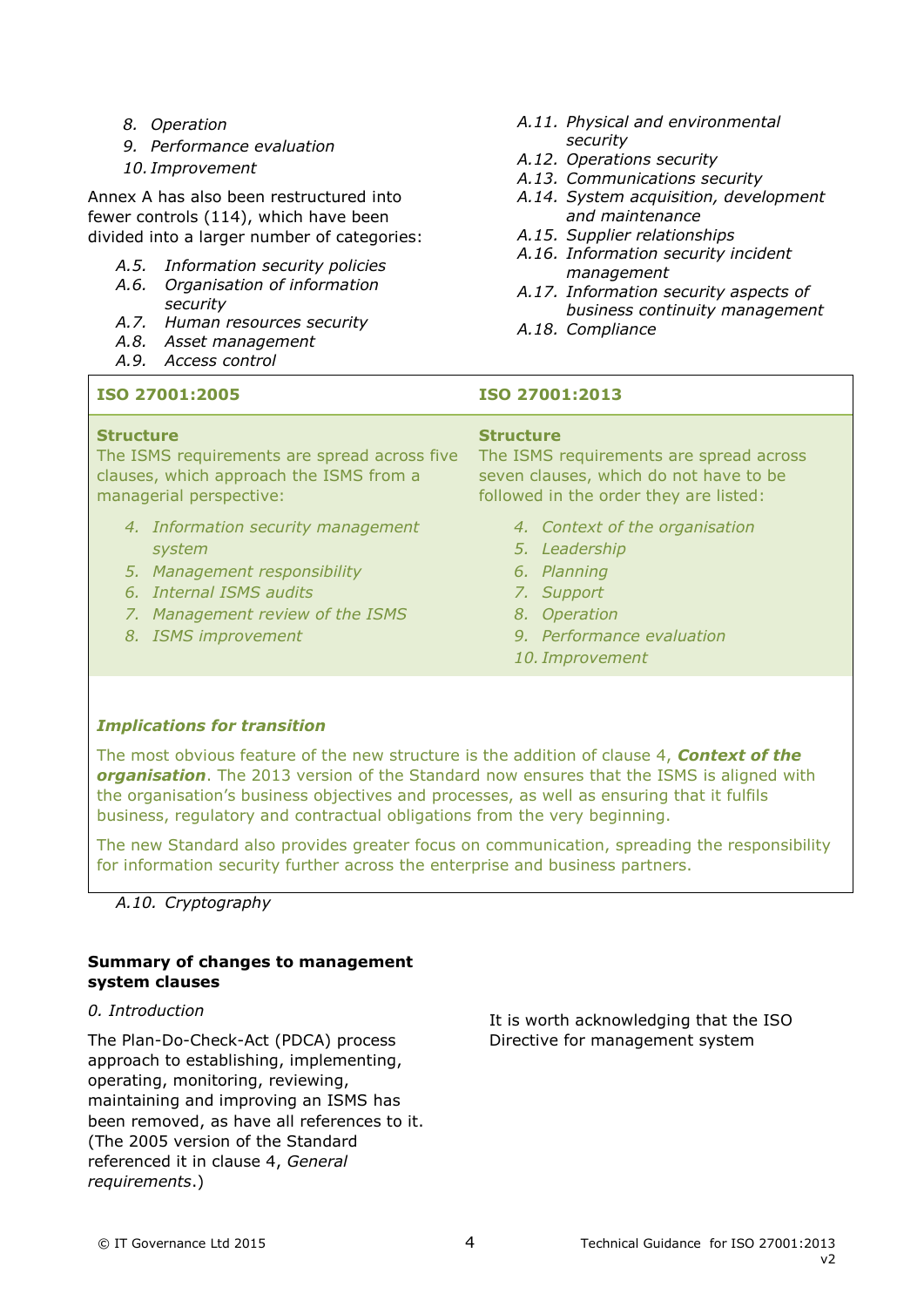8. *Operation*
9. *Performance evaluation*
10. *Improvement*

Annex A has also been restructured into fewer controls (114), which have been divided into a larger number of categories:

- *A.5. Information security policies*
- *A.6. Organisation of information security*
- *A.7. Human resources security*
- *A.8. Asset management*
- *A.9. Access control*
- *A.10. Cryptography*
- *A.11. Physical and environmental security*
- *A.12. Operations security*
- *A.13. Communications security*
- *A.14. System acquisition, development and maintenance*
- *A.15. Supplier relationships*
- *A.16. Information security incident management*
- *A.17. Information security aspects of business continuity management*
- *A.18. Compliance*

| ISO 27001:2005 | ISO 27001:2013 |
|---|---|
| **Structure**<br>The ISMS requirements are spread across five clauses, which approach the ISMS from a managerial perspective:<br>4. *Information security management system*<br>5. *Management responsibility*<br>6. *Internal ISMS audits*<br>7. *Management review of the ISMS*<br>8. *ISMS improvement* | **Structure**<br>The ISMS requirements are spread across seven clauses, which do not have to be followed in the order they are listed:<br>4. *Context of the organisation*<br>5. *Leadership*<br>6. *Planning*<br>7. *Support*<br>8. *Operation*<br>9. *Performance evaluation*<br>10. *Improvement* |

***Implications for transition***

The most obvious feature of the new structure is the addition of clause 4, ***Context of the organisation***. The 2013 version of the Standard now ensures that the ISMS is aligned with the organisation's business objectives and processes, as well as ensuring that it fulfils business, regulatory and contractual obligations from the very beginning.

The new Standard also provides greater focus on communication, spreading the responsibility for information security further across the enterprise and business partners.

**Summary of changes to management system clauses**

*0. Introduction*

The Plan-Do-Check-Act (PDCA) process approach to establishing, implementing, operating, monitoring, reviewing, maintaining and improving an ISMS has been removed, as have all references to it. (The 2005 version of the Standard referenced it in clause 4, *General requirements*.)

It is worth acknowledging that the ISO Directive for management system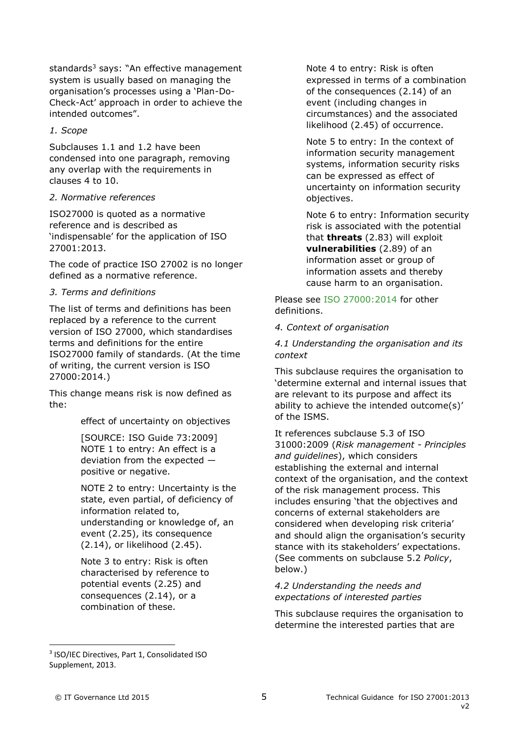standards[3] says: "An effective management system is usually based on managing the organisation's processes using a 'Plan-Do-Check-Act' approach in order to achieve the intended outcomes".

*1. Scope*

Subclauses 1.1 and 1.2 have been condensed into one paragraph, removing any overlap with the requirements in clauses 4 to 10.

*2. Normative references*

ISO27000 is quoted as a normative reference and is described as 'indispensable' for the application of ISO 27001:2013.

The code of practice ISO 27002 is no longer defined as a normative reference.

*3. Terms and definitions*

The list of terms and definitions has been replaced by a reference to the current version of ISO 27000, which standardises terms and definitions for the entire ISO27000 family of standards. (At the time of writing, the current version is ISO 27000:2014.)

This change means risk is now defined as the:

> effect of uncertainty on objectives
>
> [SOURCE: ISO Guide 73:2009] NOTE 1 to entry: An effect is a deviation from the expected — positive or negative.
>
> NOTE 2 to entry: Uncertainty is the state, even partial, of deficiency of information related to, understanding or knowledge of, an event (2.25), its consequence (2.14), or likelihood (2.45).
>
> Note 3 to entry: Risk is often characterised by reference to potential events (2.25) and consequences (2.14), or a combination of these.
>
> Note 4 to entry: Risk is often expressed in terms of a combination of the consequences (2.14) of an event (including changes in circumstances) and the associated likelihood (2.45) of occurrence.
>
> Note 5 to entry: In the context of information security management systems, information security risks can be expressed as effect of uncertainty on information security objectives.
>
> Note 6 to entry: Information security risk is associated with the potential that **threats** (2.83) will exploit **vulnerabilities** (2.89) of an information asset or group of information assets and thereby cause harm to an organisation.

Please see ISO 27000:2014 for other definitions.

*4. Context of organisation*

*4.1 Understanding the organisation and its context*

This subclause requires the organisation to 'determine external and internal issues that are relevant to its purpose and affect its ability to achieve the intended outcome(s)' of the ISMS.

It references subclause 5.3 of ISO 31000:2009 (*Risk management - Principles and guidelines*), which considers establishing the external and internal context of the organisation, and the context of the risk management process. This includes ensuring 'that the objectives and concerns of external stakeholders are considered when developing risk criteria' and should align the organisation's security stance with its stakeholders' expectations. (See comments on subclause 5.2 *Policy*, below.)

*4.2 Understanding the needs and expectations of interested parties*

This subclause requires the organisation to determine the interested parties that are

[3] ISO/IEC Directives, Part 1, Consolidated ISO Supplement, 2013.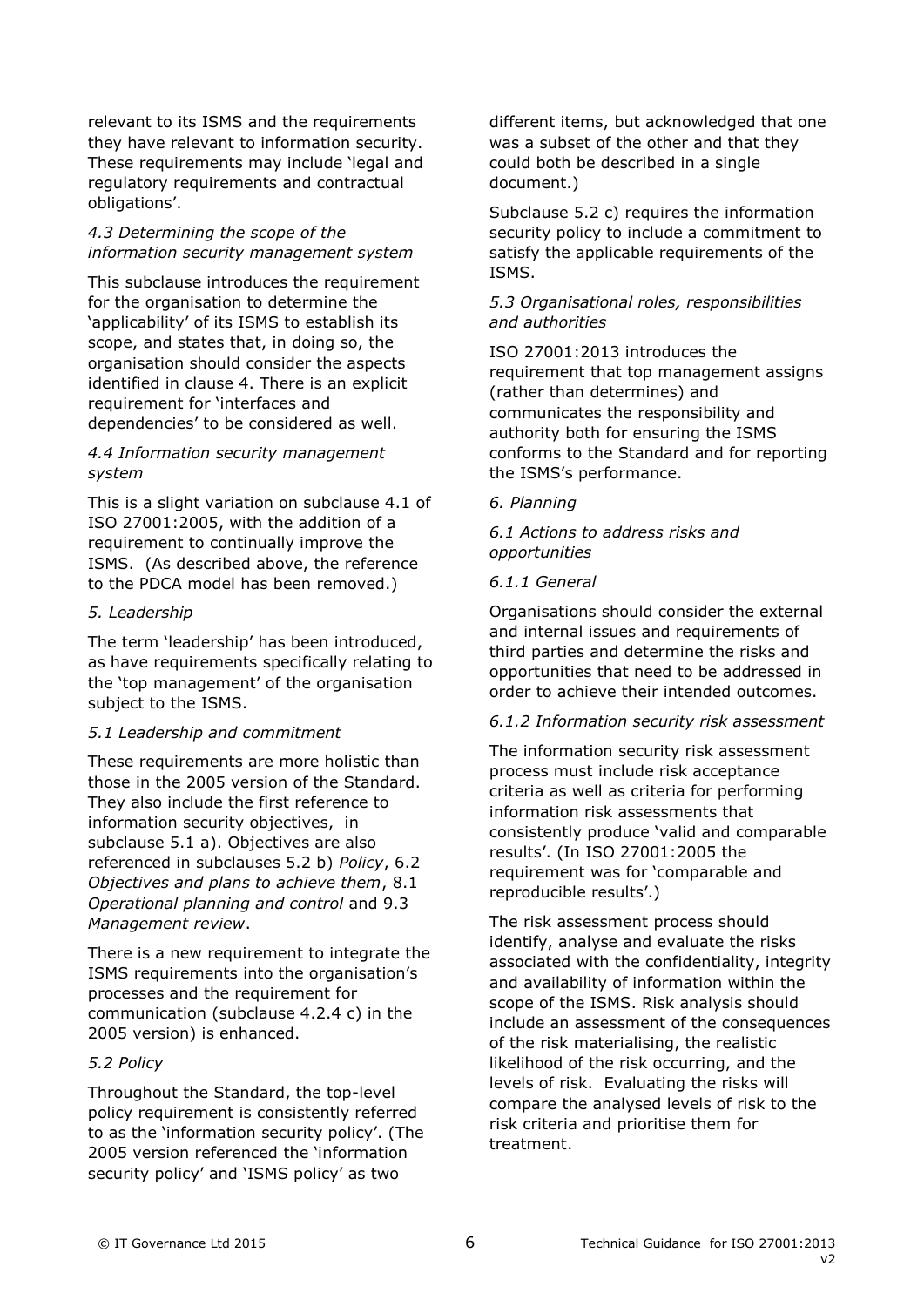relevant to its ISMS and the requirements they have relevant to information security. These requirements may include 'legal and regulatory requirements and contractual obligations'.

*4.3 Determining the scope of the information security management system*

This subclause introduces the requirement for the organisation to determine the 'applicability' of its ISMS to establish its scope, and states that, in doing so, the organisation should consider the aspects identified in clause 4. There is an explicit requirement for 'interfaces and dependencies' to be considered as well.

*4.4 Information security management system*

This is a slight variation on subclause 4.1 of ISO 27001:2005, with the addition of a requirement to continually improve the ISMS. (As described above, the reference to the PDCA model has been removed.)

*5. Leadership*

The term 'leadership' has been introduced, as have requirements specifically relating to the 'top management' of the organisation subject to the ISMS.

*5.1 Leadership and commitment*

These requirements are more holistic than those in the 2005 version of the Standard. They also include the first reference to information security objectives, in subclause 5.1 a). Objectives are also referenced in subclauses 5.2 b) *Policy*, 6.2 *Objectives and plans to achieve them*, 8.1 *Operational planning and control* and 9.3 *Management review*.

There is a new requirement to integrate the ISMS requirements into the organisation's processes and the requirement for communication (subclause 4.2.4 c) in the 2005 version) is enhanced.

*5.2 Policy*

Throughout the Standard, the top-level policy requirement is consistently referred to as the 'information security policy'. (The 2005 version referenced the 'information security policy' and 'ISMS policy' as two different items, but acknowledged that one was a subset of the other and that they could both be described in a single document.)

Subclause 5.2 c) requires the information security policy to include a commitment to satisfy the applicable requirements of the ISMS.

*5.3 Organisational roles, responsibilities and authorities*

ISO 27001:2013 introduces the requirement that top management assigns (rather than determines) and communicates the responsibility and authority both for ensuring the ISMS conforms to the Standard and for reporting the ISMS's performance.

*6. Planning*

*6.1 Actions to address risks and opportunities*

*6.1.1 General*

Organisations should consider the external and internal issues and requirements of third parties and determine the risks and opportunities that need to be addressed in order to achieve their intended outcomes.

*6.1.2 Information security risk assessment*

The information security risk assessment process must include risk acceptance criteria as well as criteria for performing information risk assessments that consistently produce 'valid and comparable results'. (In ISO 27001:2005 the requirement was for 'comparable and reproducible results'.)

The risk assessment process should identify, analyse and evaluate the risks associated with the confidentiality, integrity and availability of information within the scope of the ISMS. Risk analysis should include an assessment of the consequences of the risk materialising, the realistic likelihood of the risk occurring, and the levels of risk. Evaluating the risks will compare the analysed levels of risk to the risk criteria and prioritise them for treatment.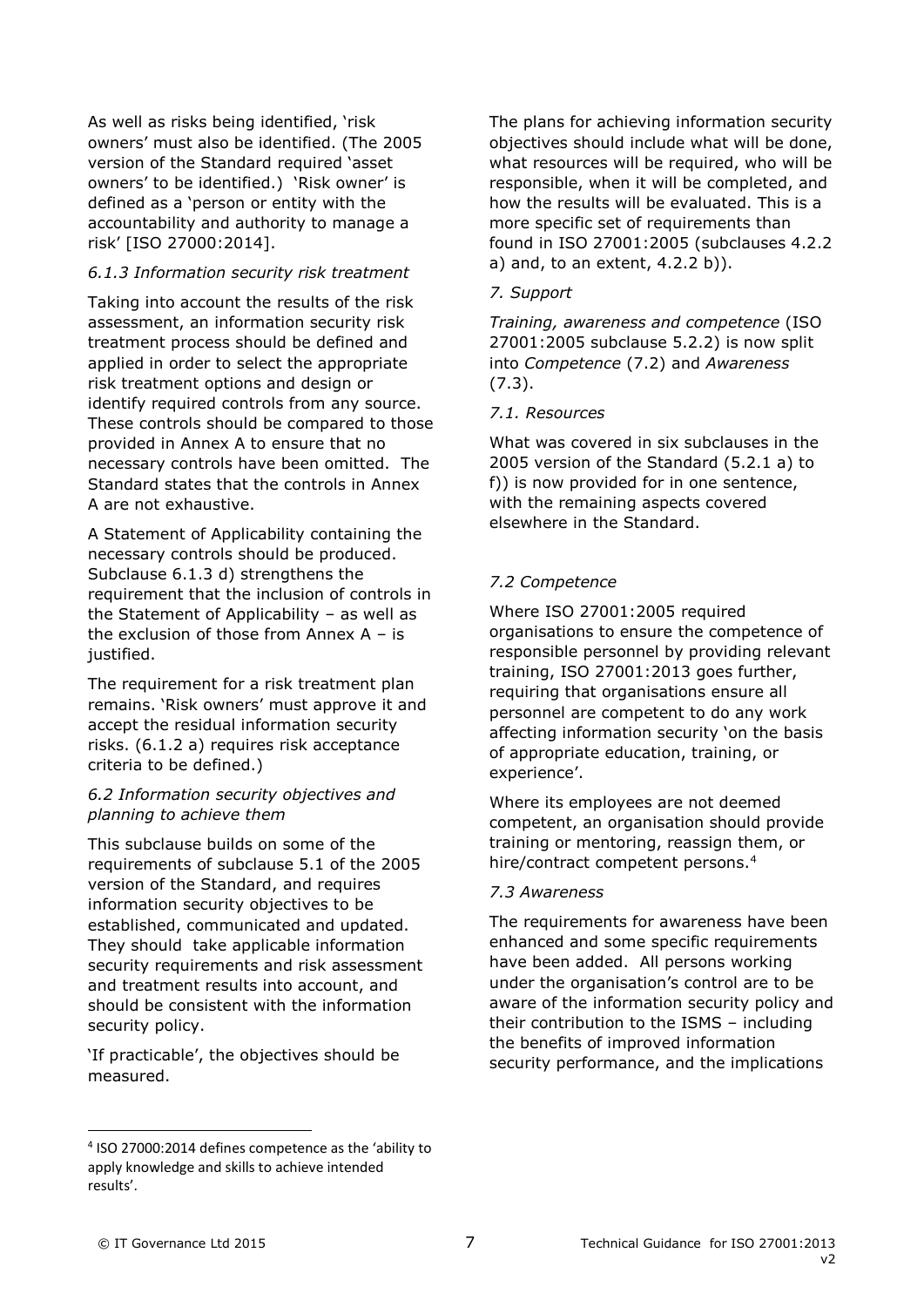As well as risks being identified, 'risk owners' must also be identified. (The 2005 version of the Standard required 'asset owners' to be identified.) 'Risk owner' is defined as a 'person or entity with the accountability and authority to manage a risk' [ISO 27000:2014].

*6.1.3 Information security risk treatment*

Taking into account the results of the risk assessment, an information security risk treatment process should be defined and applied in order to select the appropriate risk treatment options and design or identify required controls from any source. These controls should be compared to those provided in Annex A to ensure that no necessary controls have been omitted. The Standard states that the controls in Annex A are not exhaustive.

A Statement of Applicability containing the necessary controls should be produced. Subclause 6.1.3 d) strengthens the requirement that the inclusion of controls in the Statement of Applicability – as well as the exclusion of those from Annex A – is justified.

The requirement for a risk treatment plan remains. 'Risk owners' must approve it and accept the residual information security risks. (6.1.2 a) requires risk acceptance criteria to be defined.)

*6.2 Information security objectives and planning to achieve them*

This subclause builds on some of the requirements of subclause 5.1 of the 2005 version of the Standard, and requires information security objectives to be established, communicated and updated. They should take applicable information security requirements and risk assessment and treatment results into account, and should be consistent with the information security policy.

'If practicable', the objectives should be measured.

The plans for achieving information security objectives should include what will be done, what resources will be required, who will be responsible, when it will be completed, and how the results will be evaluated. This is a more specific set of requirements than found in ISO 27001:2005 (subclauses 4.2.2 a) and, to an extent, 4.2.2 b)).

*7. Support*

*Training, awareness and competence* (ISO 27001:2005 subclause 5.2.2) is now split into *Competence* (7.2) and *Awareness* (7.3).

*7.1. Resources*

What was covered in six subclauses in the 2005 version of the Standard (5.2.1 a) to f)) is now provided for in one sentence, with the remaining aspects covered elsewhere in the Standard.

*7.2 Competence*

Where ISO 27001:2005 required organisations to ensure the competence of responsible personnel by providing relevant training, ISO 27001:2013 goes further, requiring that organisations ensure all personnel are competent to do any work affecting information security 'on the basis of appropriate education, training, or experience'.

Where its employees are not deemed competent, an organisation should provide training or mentoring, reassign them, or hire/contract competent persons.[4]

*7.3 Awareness*

The requirements for awareness have been enhanced and some specific requirements have been added. All persons working under the organisation's control are to be aware of the information security policy and their contribution to the ISMS – including the benefits of improved information security performance, and the implications

[4] ISO 27000:2014 defines competence as the 'ability to apply knowledge and skills to achieve intended results'.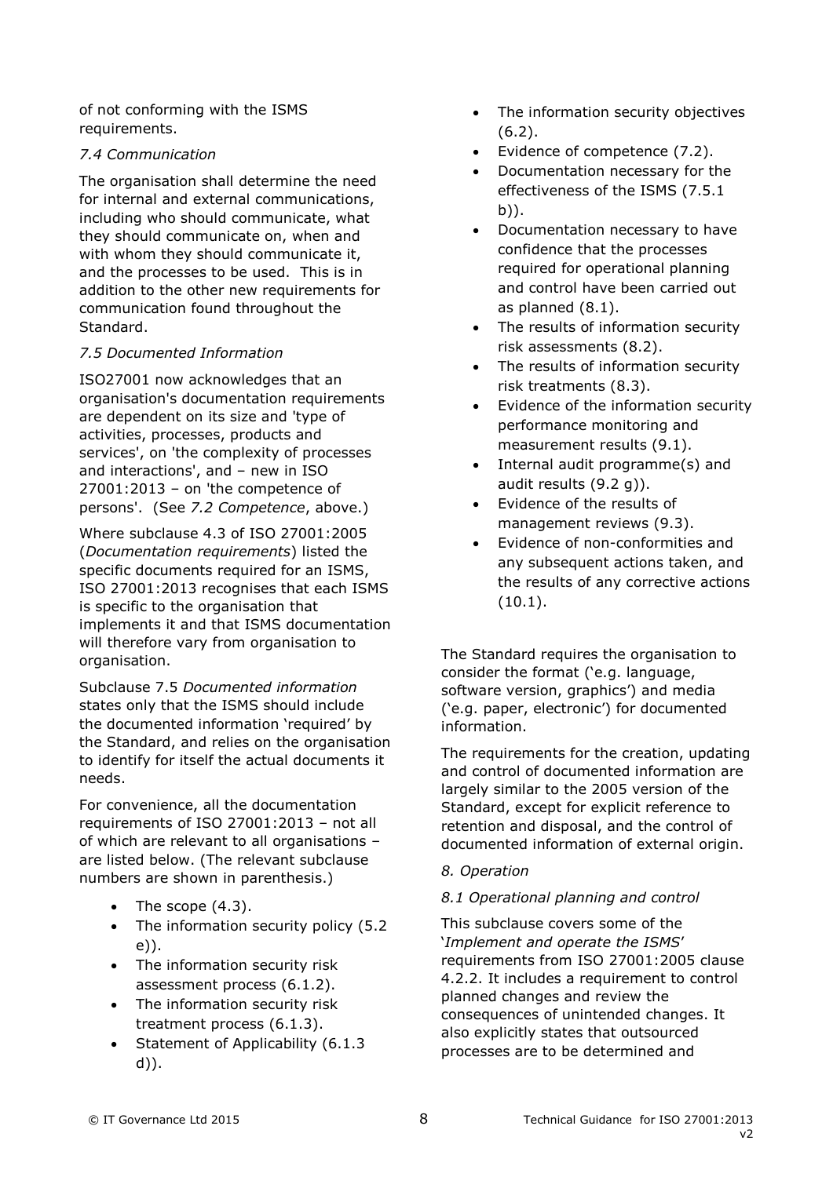of not conforming with the ISMS requirements.

*7.4 Communication*

The organisation shall determine the need for internal and external communications, including who should communicate, what they should communicate on, when and with whom they should communicate it, and the processes to be used. This is in addition to the other new requirements for communication found throughout the Standard.

*7.5 Documented Information*

ISO27001 now acknowledges that an organisation's documentation requirements are dependent on its size and 'type of activities, processes, products and services', on 'the complexity of processes and interactions', and – new in ISO 27001:2013 – on 'the competence of persons'. (See *7.2 Competence*, above.)

Where subclause 4.3 of ISO 27001:2005 (*Documentation requirements*) listed the specific documents required for an ISMS, ISO 27001:2013 recognises that each ISMS is specific to the organisation that implements it and that ISMS documentation will therefore vary from organisation to organisation.

Subclause 7.5 *Documented information* states only that the ISMS should include the documented information 'required' by the Standard, and relies on the organisation to identify for itself the actual documents it needs.

For convenience, all the documentation requirements of ISO 27001:2013 – not all of which are relevant to all organisations – are listed below. (The relevant subclause numbers are shown in parenthesis.)

- The scope (4.3).
- The information security policy (5.2 e)).
- The information security risk assessment process (6.1.2).
- The information security risk treatment process (6.1.3).
- Statement of Applicability (6.1.3 d)).
- The information security objectives (6.2).
- Evidence of competence (7.2).
- Documentation necessary for the effectiveness of the ISMS (7.5.1 b)).
- Documentation necessary to have confidence that the processes required for operational planning and control have been carried out as planned (8.1).
- The results of information security risk assessments (8.2).
- The results of information security risk treatments (8.3).
- Evidence of the information security performance monitoring and measurement results (9.1).
- Internal audit programme(s) and audit results (9.2 g)).
- Evidence of the results of management reviews (9.3).
- Evidence of non-conformities and any subsequent actions taken, and the results of any corrective actions (10.1).

The Standard requires the organisation to consider the format ('e.g. language, software version, graphics') and media ('e.g. paper, electronic') for documented information.

The requirements for the creation, updating and control of documented information are largely similar to the 2005 version of the Standard, except for explicit reference to retention and disposal, and the control of documented information of external origin.

*8. Operation*

*8.1 Operational planning and control*

This subclause covers some of the '*Implement and operate the ISMS*' requirements from ISO 27001:2005 clause 4.2.2. It includes a requirement to control planned changes and review the consequences of unintended changes. It also explicitly states that outsourced processes are to be determined and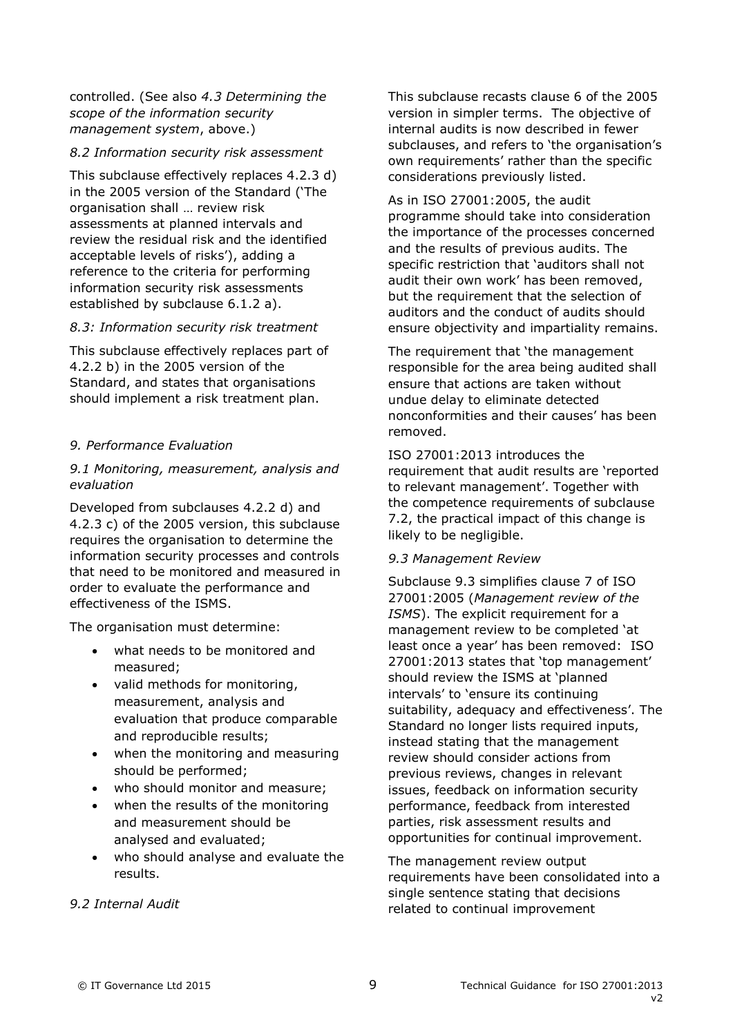controlled. (See also *4.3 Determining the scope of the information security management system*, above.)

*8.2 Information security risk assessment*

This subclause effectively replaces 4.2.3 d) in the 2005 version of the Standard ('The organisation shall … review risk assessments at planned intervals and review the residual risk and the identified acceptable levels of risks'), adding a reference to the criteria for performing information security risk assessments established by subclause 6.1.2 a).

*8.3: Information security risk treatment*

This subclause effectively replaces part of 4.2.2 b) in the 2005 version of the Standard, and states that organisations should implement a risk treatment plan.

*9. Performance Evaluation*

*9.1 Monitoring, measurement, analysis and evaluation*

Developed from subclauses 4.2.2 d) and 4.2.3 c) of the 2005 version, this subclause requires the organisation to determine the information security processes and controls that need to be monitored and measured in order to evaluate the performance and effectiveness of the ISMS.

The organisation must determine:

- what needs to be monitored and measured;
- valid methods for monitoring, measurement, analysis and evaluation that produce comparable and reproducible results;
- when the monitoring and measuring should be performed;
- who should monitor and measure;
- when the results of the monitoring and measurement should be analysed and evaluated;
- who should analyse and evaluate the results.

*9.2 Internal Audit*

This subclause recasts clause 6 of the 2005 version in simpler terms. The objective of internal audits is now described in fewer subclauses, and refers to 'the organisation's own requirements' rather than the specific considerations previously listed.

As in ISO 27001:2005, the audit programme should take into consideration the importance of the processes concerned and the results of previous audits. The specific restriction that 'auditors shall not audit their own work' has been removed, but the requirement that the selection of auditors and the conduct of audits should ensure objectivity and impartiality remains.

The requirement that 'the management responsible for the area being audited shall ensure that actions are taken without undue delay to eliminate detected nonconformities and their causes' has been removed.

ISO 27001:2013 introduces the requirement that audit results are 'reported to relevant management'. Together with the competence requirements of subclause 7.2, the practical impact of this change is likely to be negligible.

*9.3 Management Review*

Subclause 9.3 simplifies clause 7 of ISO 27001:2005 (*Management review of the ISMS*). The explicit requirement for a management review to be completed 'at least once a year' has been removed: ISO 27001:2013 states that 'top management' should review the ISMS at 'planned intervals' to 'ensure its continuing suitability, adequacy and effectiveness'. The Standard no longer lists required inputs, instead stating that the management review should consider actions from previous reviews, changes in relevant issues, feedback on information security performance, feedback from interested parties, risk assessment results and opportunities for continual improvement.

The management review output requirements have been consolidated into a single sentence stating that decisions related to continual improvement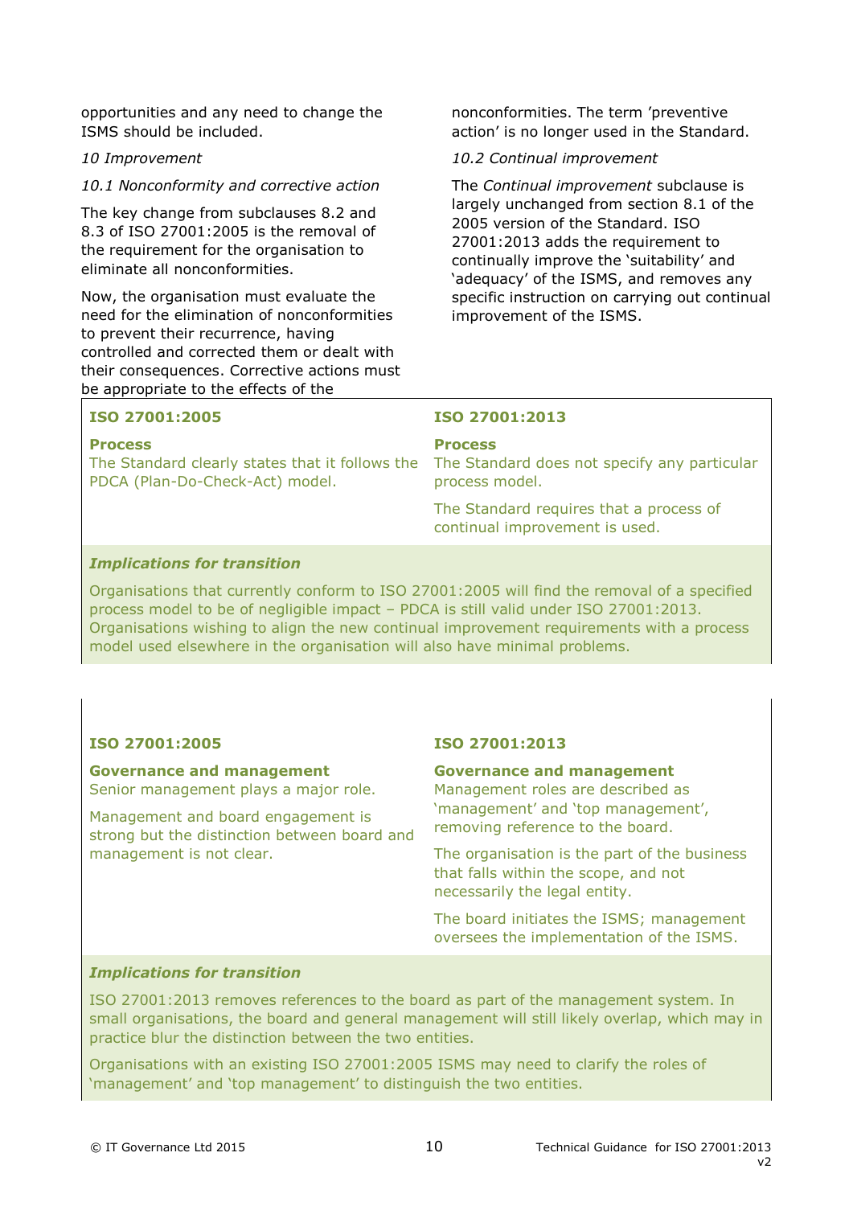opportunities and any need to change the ISMS should be included.

*10 Improvement*

*10.1 Nonconformity and corrective action*

The key change from subclauses 8.2 and 8.3 of ISO 27001:2005 is the removal of the requirement for the organisation to eliminate all nonconformities.

Now, the organisation must evaluate the need for the elimination of nonconformities to prevent their recurrence, having controlled and corrected them or dealt with their consequences. Corrective actions must be appropriate to the effects of the nonconformities. The term 'preventive action' is no longer used in the Standard.

*10.2 Continual improvement*

The *Continual improvement* subclause is largely unchanged from section 8.1 of the 2005 version of the Standard. ISO 27001:2013 adds the requirement to continually improve the 'suitability' and 'adequacy' of the ISMS, and removes any specific instruction on carrying out continual improvement of the ISMS.

| ISO 27001:2005 | ISO 27001:2013 |
| --- | --- |
| **Process**<br>The Standard clearly states that it follows the PDCA (Plan-Do-Check-Act) model. | **Process**<br>The Standard does not specify any particular process model.<br>The Standard requires that a process of continual improvement is used. |

***Implications for transition***

Organisations that currently conform to ISO 27001:2005 will find the removal of a specified process model to be of negligible impact – PDCA is still valid under ISO 27001:2013. Organisations wishing to align the new continual improvement requirements with a process model used elsewhere in the organisation will also have minimal problems.

| ISO 27001:2005 | ISO 27001:2013 |
| --- | --- |
| **Governance and management**<br>Senior management plays a major role.<br>Management and board engagement is strong but the distinction between board and management is not clear. | **Governance and management**<br>Management roles are described as 'management' and 'top management', removing reference to the board.<br>The organisation is the part of the business that falls within the scope, and not necessarily the legal entity.<br>The board initiates the ISMS; management oversees the implementation of the ISMS. |

***Implications for transition***

ISO 27001:2013 removes references to the board as part of the management system. In small organisations, the board and general management will still likely overlap, which may in practice blur the distinction between the two entities.

Organisations with an existing ISO 27001:2005 ISMS may need to clarify the roles of 'management' and 'top management' to distinguish the two entities.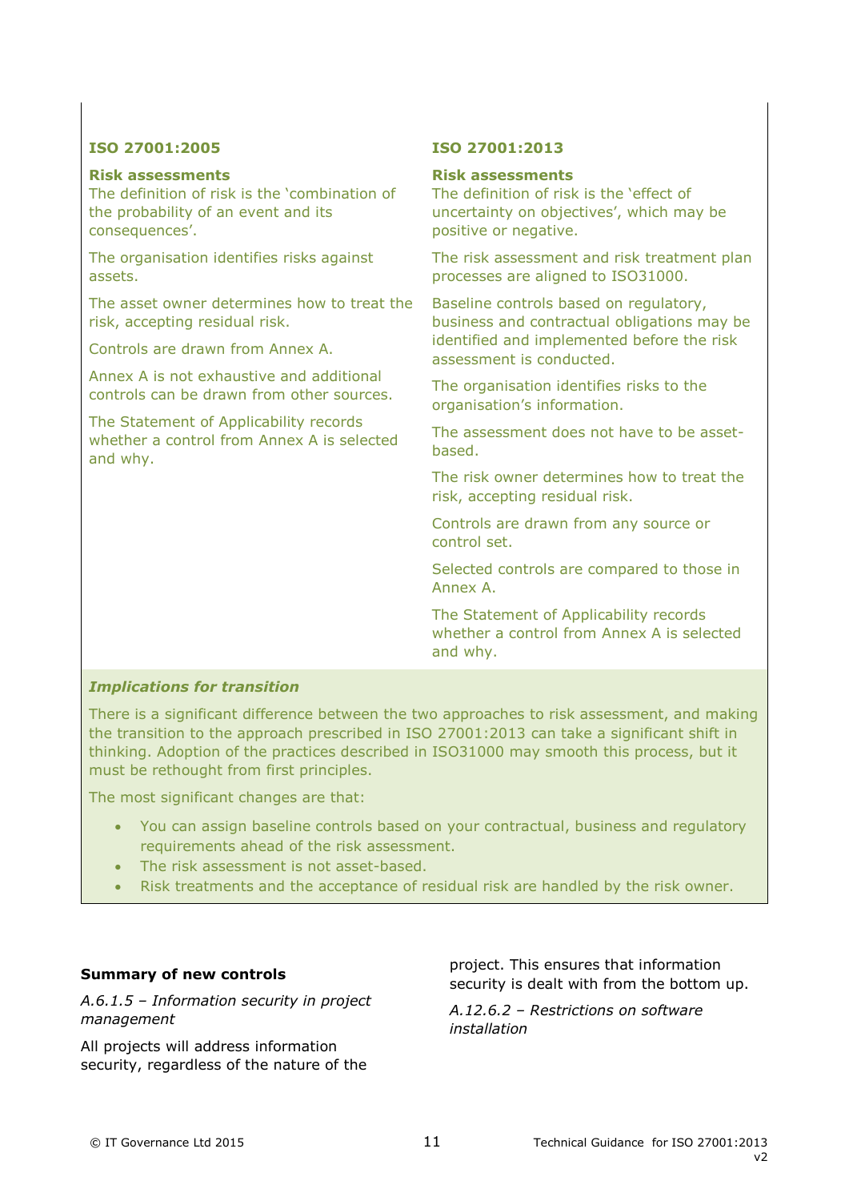| ISO 27001:2005 | ISO 27001:2013 |
|---|---|
| **Risk assessments** | **Risk assessments** |
| The definition of risk is the 'combination of the probability of an event and its consequences'. | The definition of risk is the 'effect of uncertainty on objectives', which may be positive or negative. |
| The organisation identifies risks against assets. | The risk assessment and risk treatment plan processes are aligned to ISO31000. |
| The asset owner determines how to treat the risk, accepting residual risk. | Baseline controls based on regulatory, business and contractual obligations may be identified and implemented before the risk assessment is conducted. |
| Controls are drawn from Annex A. | The organisation identifies risks to the organisation's information. |
| Annex A is not exhaustive and additional controls can be drawn from other sources. | The assessment does not have to be asset-based. |
| The Statement of Applicability records whether a control from Annex A is selected and why. | The risk owner determines how to treat the risk, accepting residual risk. |
| | Controls are drawn from any source or control set. |
| | Selected controls are compared to those in Annex A. |
| | The Statement of Applicability records whether a control from Annex A is selected and why. |

***Implications for transition***

There is a significant difference between the two approaches to risk assessment, and making the transition to the approach prescribed in ISO 27001:2013 can take a significant shift in thinking. Adoption of the practices described in ISO31000 may smooth this process, but it must be rethought from first principles.

The most significant changes are that:

- You can assign baseline controls based on your contractual, business and regulatory requirements ahead of the risk assessment.
- The risk assessment is not asset-based.
- Risk treatments and the acceptance of residual risk are handled by the risk owner.

**Summary of new controls**

*A.6.1.5 – Information security in project management*

All projects will address information security, regardless of the nature of the project. This ensures that information security is dealt with from the bottom up.

*A.12.6.2 – Restrictions on software installation*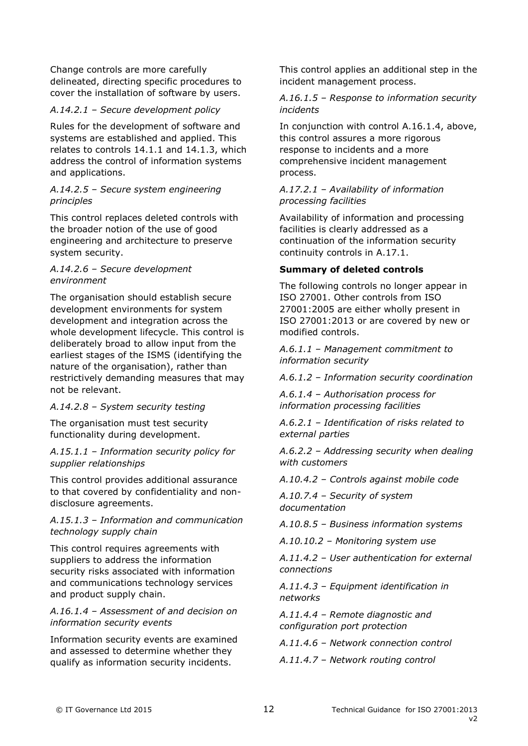Change controls are more carefully delineated, directing specific procedures to cover the installation of software by users.

*A.14.2.1 – Secure development policy*

Rules for the development of software and systems are established and applied. This relates to controls 14.1.1 and 14.1.3, which address the control of information systems and applications.

*A.14.2.5 – Secure system engineering principles*

This control replaces deleted controls with the broader notion of the use of good engineering and architecture to preserve system security.

*A.14.2.6 – Secure development environment*

The organisation should establish secure development environments for system development and integration across the whole development lifecycle. This control is deliberately broad to allow input from the earliest stages of the ISMS (identifying the nature of the organisation), rather than restrictively demanding measures that may not be relevant.

*A.14.2.8 – System security testing*

The organisation must test security functionality during development.

*A.15.1.1 – Information security policy for supplier relationships*

This control provides additional assurance to that covered by confidentiality and non-disclosure agreements.

*A.15.1.3 – Information and communication technology supply chain*

This control requires agreements with suppliers to address the information security risks associated with information and communications technology services and product supply chain.

*A.16.1.4 – Assessment of and decision on information security events*

Information security events are examined and assessed to determine whether they qualify as information security incidents.

This control applies an additional step in the incident management process.

*A.16.1.5 – Response to information security incidents*

In conjunction with control A.16.1.4, above, this control assures a more rigorous response to incidents and a more comprehensive incident management process.

*A.17.2.1 – Availability of information processing facilities*

Availability of information and processing facilities is clearly addressed as a continuation of the information security continuity controls in A.17.1.

**Summary of deleted controls**

The following controls no longer appear in ISO 27001. Other controls from ISO 27001:2005 are either wholly present in ISO 27001:2013 or are covered by new or modified controls.

*A.6.1.1 – Management commitment to information security*

*A.6.1.2 – Information security coordination*

*A.6.1.4 – Authorisation process for information processing facilities*

*A.6.2.1 – Identification of risks related to external parties*

*A.6.2.2 – Addressing security when dealing with customers*

*A.10.4.2 – Controls against mobile code*

*A.10.7.4 – Security of system documentation*

*A.10.8.5 – Business information systems*

*A.10.10.2 – Monitoring system use*

*A.11.4.2 – User authentication for external connections*

*A.11.4.3 – Equipment identification in networks*

*A.11.4.4 – Remote diagnostic and configuration port protection*

*A.11.4.6 – Network connection control*

*A.11.4.7 – Network routing control*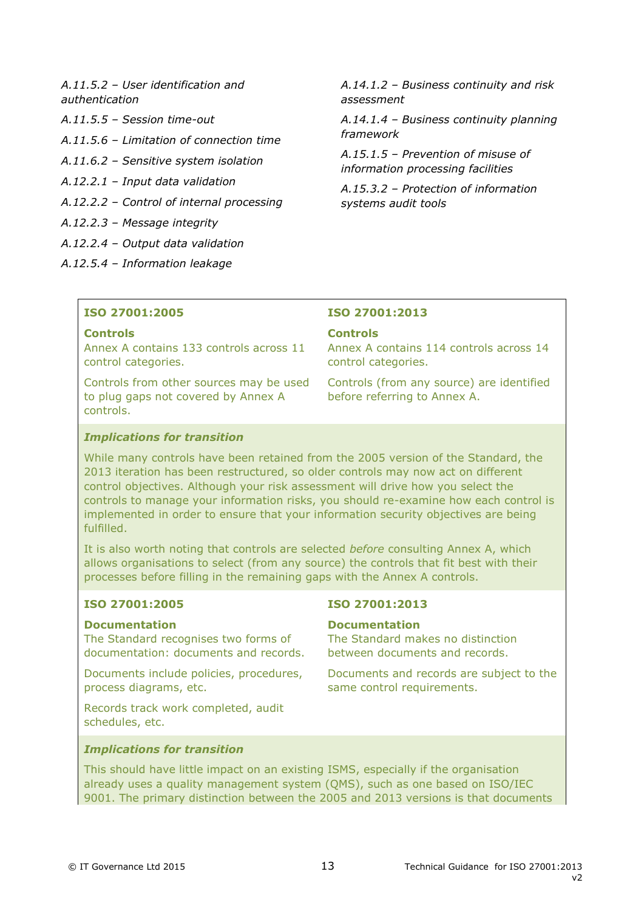*A.11.5.2 – User identification and authentication*

*A.11.5.5 – Session time-out*

*A.11.5.6 – Limitation of connection time*

*A.11.6.2 – Sensitive system isolation*

*A.12.2.1 – Input data validation*

*A.12.2.2 – Control of internal processing*

*A.12.2.3 – Message integrity*

*A.12.2.4 – Output data validation*

*A.12.5.4 – Information leakage*

*A.14.1.2 – Business continuity and risk assessment*

*A.14.1.4 – Business continuity planning framework*

*A.15.1.5 – Prevention of misuse of information processing facilities*

*A.15.3.2 – Protection of information systems audit tools*

| ISO 27001:2005 | ISO 27001:2013 |
| --- | --- |
| **Controls** Annex A contains 133 controls across 11 control categories. | **Controls** Annex A contains 114 controls across 14 control categories. |
| Controls from other sources may be used to plug gaps not covered by Annex A controls. | Controls (from any source) are identified before referring to Annex A. |

***Implications for transition***

While many controls have been retained from the 2005 version of the Standard, the 2013 iteration has been restructured, so older controls may now act on different control objectives. Although your risk assessment will drive how you select the controls to manage your information risks, you should re-examine how each control is implemented in order to ensure that your information security objectives are being fulfilled.

It is also worth noting that controls are selected *before* consulting Annex A, which allows organisations to select (from any source) the controls that fit best with their processes before filling in the remaining gaps with the Annex A controls.

| ISO 27001:2005 | ISO 27001:2013 |
| --- | --- |
| **Documentation** The Standard recognises two forms of documentation: documents and records. | **Documentation** The Standard makes no distinction between documents and records. |
| Documents include policies, procedures, process diagrams, etc. | Documents and records are subject to the same control requirements. |
| Records track work completed, audit schedules, etc. | |

***Implications for transition***

This should have little impact on an existing ISMS, especially if the organisation already uses a quality management system (QMS), such as one based on ISO/IEC 9001. The primary distinction between the 2005 and 2013 versions is that documents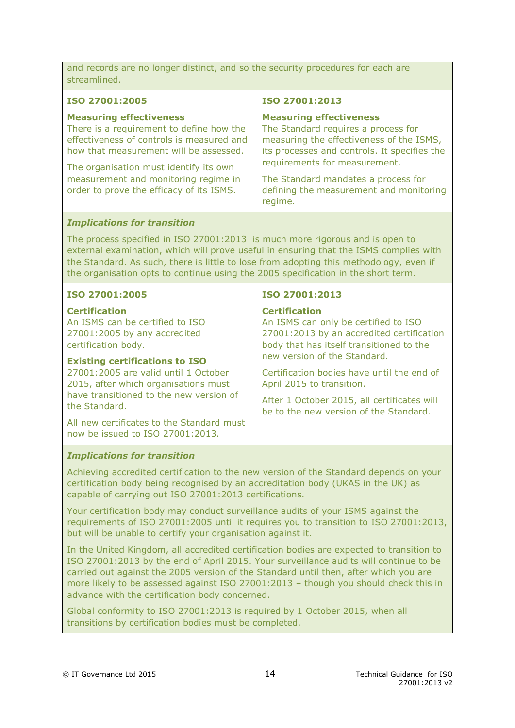and records are no longer distinct, and so the security procedures for each are streamlined.

**ISO 27001:2005**

**Measuring effectiveness**

There is a requirement to define how the effectiveness of controls is measured and how that measurement will be assessed.

The organisation must identify its own measurement and monitoring regime in order to prove the efficacy of its ISMS.

**ISO 27001:2013**

**Measuring effectiveness**

The Standard requires a process for measuring the effectiveness of the ISMS, its processes and controls. It specifies the requirements for measurement.

The Standard mandates a process for defining the measurement and monitoring regime.

***Implications for transition***

The process specified in ISO 27001:2013 is much more rigorous and is open to external examination, which will prove useful in ensuring that the ISMS complies with the Standard. As such, there is little to lose from adopting this methodology, even if the organisation opts to continue using the 2005 specification in the short term.

**ISO 27001:2005**

**Certification**

An ISMS can be certified to ISO 27001:2005 by any accredited certification body.

**Existing certifications to ISO** 27001:2005 are valid until 1 October 2015, after which organisations must have transitioned to the new version of the Standard.

All new certificates to the Standard must now be issued to ISO 27001:2013.

**ISO 27001:2013**

**Certification**

An ISMS can only be certified to ISO 27001:2013 by an accredited certification body that has itself transitioned to the new version of the Standard.

Certification bodies have until the end of April 2015 to transition.

After 1 October 2015, all certificates will be to the new version of the Standard.

***Implications for transition***

Achieving accredited certification to the new version of the Standard depends on your certification body being recognised by an accreditation body (UKAS in the UK) as capable of carrying out ISO 27001:2013 certifications.

Your certification body may conduct surveillance audits of your ISMS against the requirements of ISO 27001:2005 until it requires you to transition to ISO 27001:2013, but will be unable to certify your organisation against it.

In the United Kingdom, all accredited certification bodies are expected to transition to ISO 27001:2013 by the end of April 2015. Your surveillance audits will continue to be carried out against the 2005 version of the Standard until then, after which you are more likely to be assessed against ISO 27001:2013 – though you should check this in advance with the certification body concerned.

Global conformity to ISO 27001:2013 is required by 1 October 2015, when all transitions by certification bodies must be completed.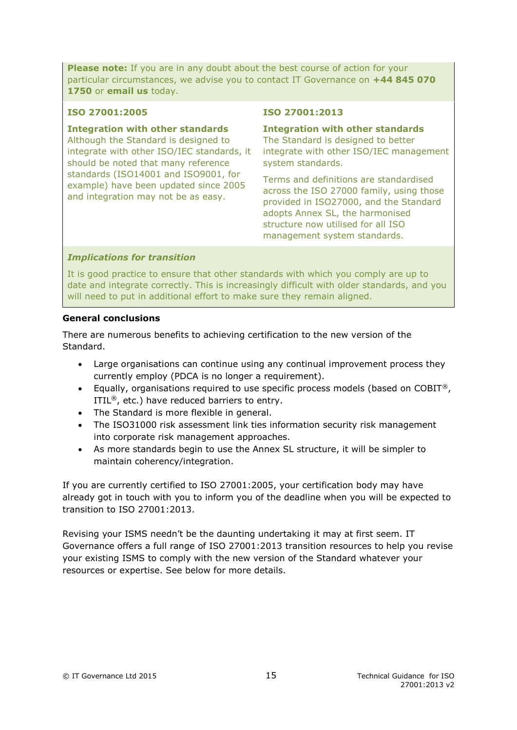**Please note:** If you are in any doubt about the best course of action for your particular circumstances, we advise you to contact IT Governance on **+44 845 070 1750** or **email us** today.

| ISO 27001:2005 | ISO 27001:2013 |
|---|---|
| **Integration with other standards**<br>Although the Standard is designed to integrate with other ISO/IEC standards, it should be noted that many reference standards (ISO14001 and ISO9001, for example) have been updated since 2005 and integration may not be as easy. | **Integration with other standards**<br>The Standard is designed to better integrate with other ISO/IEC management system standards.<br><br>Terms and definitions are standardised across the ISO 27000 family, using those provided in ISO27000, and the Standard adopts Annex SL, the harmonised structure now utilised for all ISO management system standards. |

***Implications for transition***

It is good practice to ensure that other standards with which you comply are up to date and integrate correctly. This is increasingly difficult with older standards, and you will need to put in additional effort to make sure they remain aligned.

**General conclusions**

There are numerous benefits to achieving certification to the new version of the Standard.

- Large organisations can continue using any continual improvement process they currently employ (PDCA is no longer a requirement).
- Equally, organisations required to use specific process models (based on COBIT®, ITIL®, etc.) have reduced barriers to entry.
- The Standard is more flexible in general.
- The ISO31000 risk assessment link ties information security risk management into corporate risk management approaches.
- As more standards begin to use the Annex SL structure, it will be simpler to maintain coherency/integration.

If you are currently certified to ISO 27001:2005, your certification body may have already got in touch with you to inform you of the deadline when you will be expected to transition to ISO 27001:2013.

Revising your ISMS needn't be the daunting undertaking it may at first seem. IT Governance offers a full range of ISO 27001:2013 transition resources to help you revise your existing ISMS to comply with the new version of the Standard whatever your resources or expertise. See below for more details.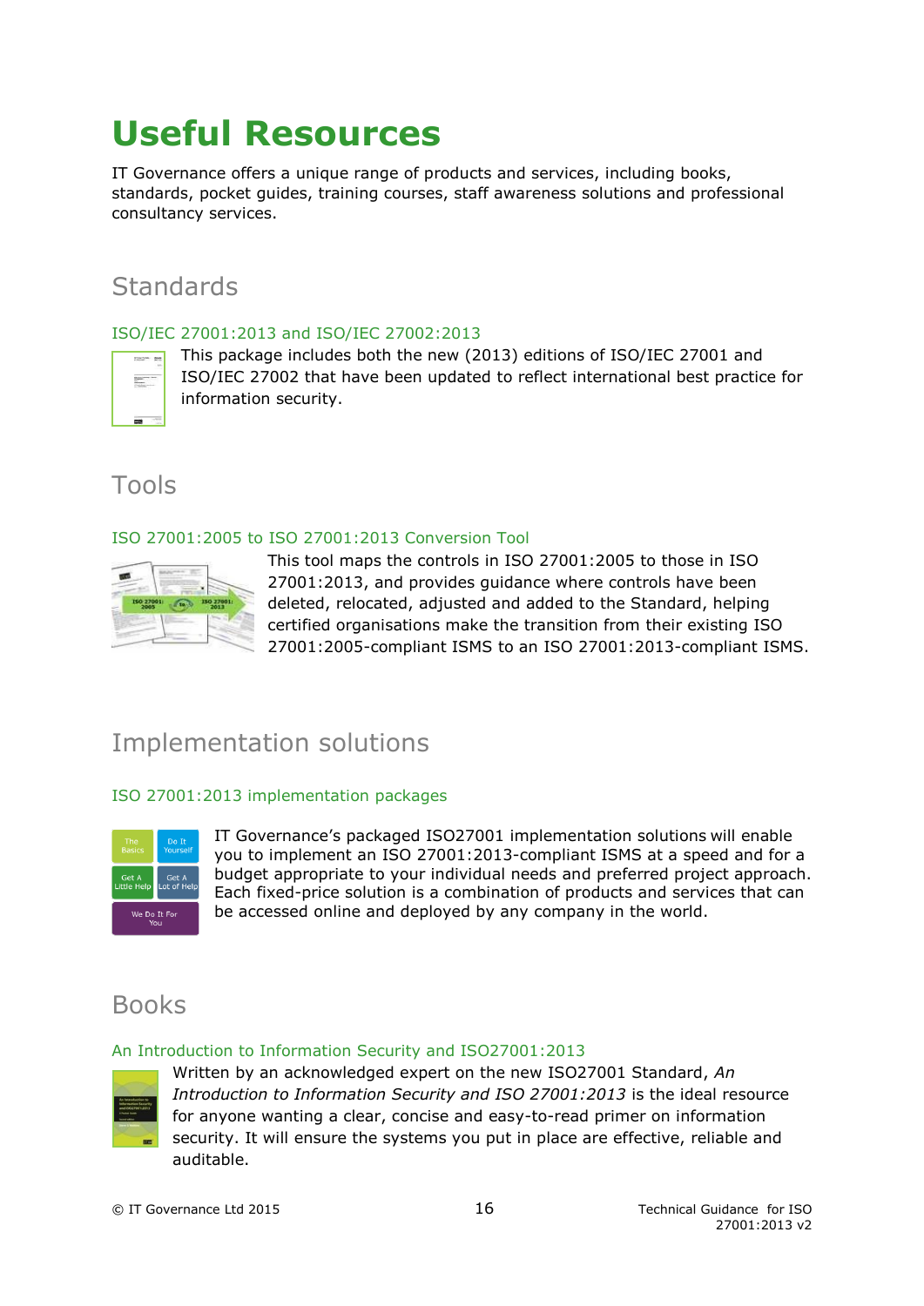# Useful Resources

IT Governance offers a unique range of products and services, including books, standards, pocket guides, training courses, staff awareness solutions and professional consultancy services.

## Standards

### ISO/IEC 27001:2013 and ISO/IEC 27002:2013

This package includes both the new (2013) editions of ISO/IEC 27001 and ISO/IEC 27002 that have been updated to reflect international best practice for information security.

## Tools

### ISO 27001:2005 to ISO 27001:2013 Conversion Tool

This tool maps the controls in ISO 27001:2005 to those in ISO 27001:2013, and provides guidance where controls have been deleted, relocated, adjusted and added to the Standard, helping certified organisations make the transition from their existing ISO 27001:2005-compliant ISMS to an ISO 27001:2013-compliant ISMS.

## Implementation solutions

### ISO 27001:2013 implementation packages

IT Governance's packaged ISO27001 implementation solutions will enable you to implement an ISO 27001:2013-compliant ISMS at a speed and for a budget appropriate to your individual needs and preferred project approach. Each fixed-price solution is a combination of products and services that can be accessed online and deployed by any company in the world.

## Books

### An Introduction to Information Security and ISO27001:2013

Written by an acknowledged expert on the new ISO27001 Standard, *An Introduction to Information Security and ISO 27001:2013* is the ideal resource for anyone wanting a clear, concise and easy-to-read primer on information security. It will ensure the systems you put in place are effective, reliable and auditable.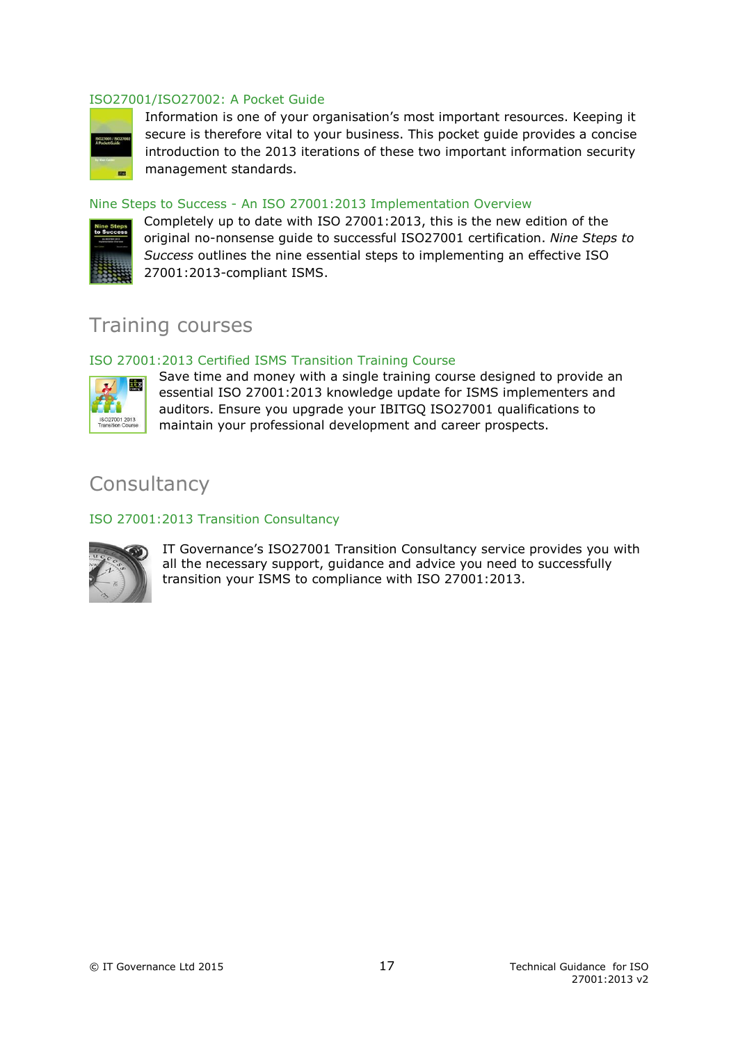### ISO27001/ISO27002: A Pocket Guide

Information is one of your organisation's most important resources. Keeping it secure is therefore vital to your business. This pocket guide provides a concise introduction to the 2013 iterations of these two important information security management standards.

### Nine Steps to Success - An ISO 27001:2013 Implementation Overview

Completely up to date with ISO 27001:2013, this is the new edition of the original no-nonsense guide to successful ISO27001 certification. *Nine Steps to Success* outlines the nine essential steps to implementing an effective ISO 27001:2013-compliant ISMS.

## Training courses

### ISO 27001:2013 Certified ISMS Transition Training Course

Save time and money with a single training course designed to provide an essential ISO 27001:2013 knowledge update for ISMS implementers and auditors. Ensure you upgrade your IBITGQ ISO27001 qualifications to maintain your professional development and career prospects.

## Consultancy

### ISO 27001:2013 Transition Consultancy

IT Governance's ISO27001 Transition Consultancy service provides you with all the necessary support, guidance and advice you need to successfully transition your ISMS to compliance with ISO 27001:2013.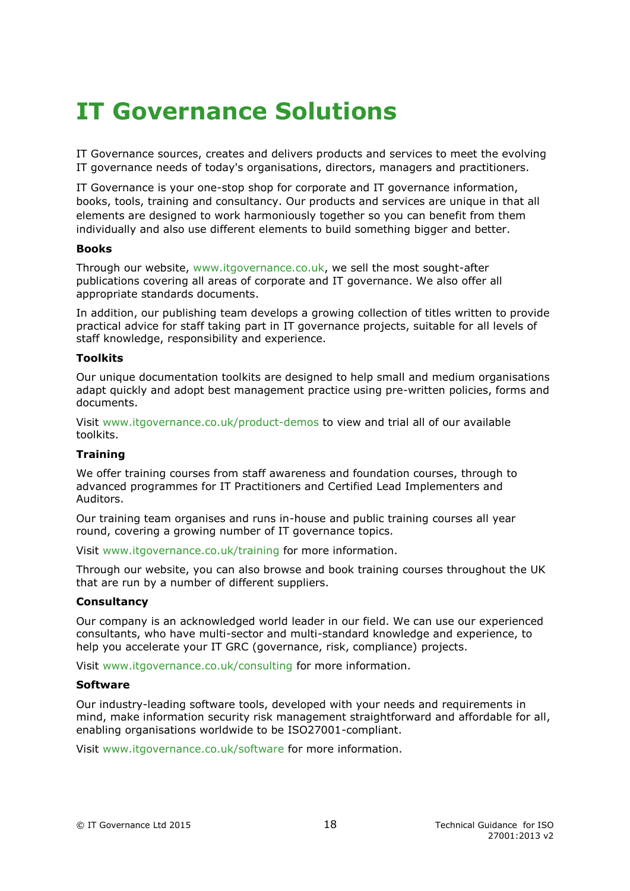# IT Governance Solutions

IT Governance sources, creates and delivers products and services to meet the evolving IT governance needs of today's organisations, directors, managers and practitioners.

IT Governance is your one-stop shop for corporate and IT governance information, books, tools, training and consultancy. Our products and services are unique in that all elements are designed to work harmoniously together so you can benefit from them individually and also use different elements to build something bigger and better.

**Books**

Through our website, www.itgovernance.co.uk, we sell the most sought-after publications covering all areas of corporate and IT governance. We also offer all appropriate standards documents.

In addition, our publishing team develops a growing collection of titles written to provide practical advice for staff taking part in IT governance projects, suitable for all levels of staff knowledge, responsibility and experience.

**Toolkits**

Our unique documentation toolkits are designed to help small and medium organisations adapt quickly and adopt best management practice using pre-written policies, forms and documents.

Visit www.itgovernance.co.uk/product-demos to view and trial all of our available toolkits.

**Training**

We offer training courses from staff awareness and foundation courses, through to advanced programmes for IT Practitioners and Certified Lead Implementers and Auditors.

Our training team organises and runs in-house and public training courses all year round, covering a growing number of IT governance topics.

Visit www.itgovernance.co.uk/training for more information.

Through our website, you can also browse and book training courses throughout the UK that are run by a number of different suppliers.

**Consultancy**

Our company is an acknowledged world leader in our field. We can use our experienced consultants, who have multi-sector and multi-standard knowledge and experience, to help you accelerate your IT GRC (governance, risk, compliance) projects.

Visit www.itgovernance.co.uk/consulting for more information.

**Software**

Our industry-leading software tools, developed with your needs and requirements in mind, make information security risk management straightforward and affordable for all, enabling organisations worldwide to be ISO27001-compliant.

Visit www.itgovernance.co.uk/software for more information.